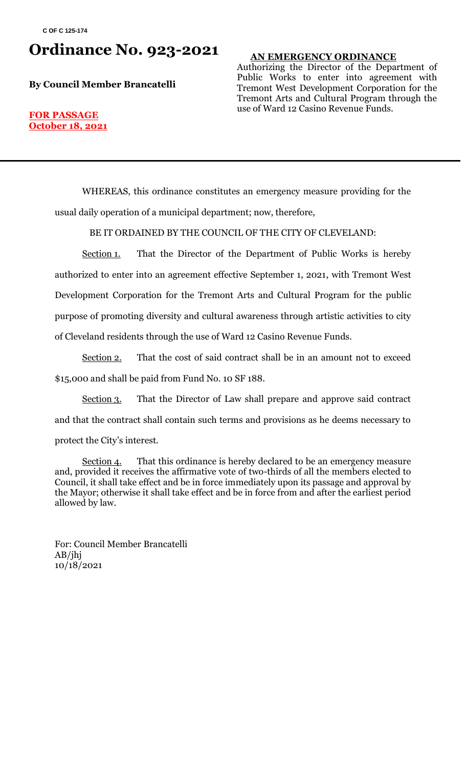C OF C 125-174

# Ordinance No. 923-2021

**By Council Member Brancatelli**

**FOR PASSAGE**
**October 18, 2021**

**AN EMERGENCY ORDINANCE**

Authorizing the Director of the Department of Public Works to enter into agreement with Tremont West Development Corporation for the Tremont Arts and Cultural Program through the use of Ward 12 Casino Revenue Funds.

---

WHEREAS, this ordinance constitutes an emergency measure providing for the usual daily operation of a municipal department; now, therefore,

BE IT ORDAINED BY THE COUNCIL OF THE CITY OF CLEVELAND:

Section 1. That the Director of the Department of Public Works is hereby authorized to enter into an agreement effective September 1, 2021, with Tremont West Development Corporation for the Tremont Arts and Cultural Program for the public purpose of promoting diversity and cultural awareness through artistic activities to city of Cleveland residents through the use of Ward 12 Casino Revenue Funds.

Section 2. That the cost of said contract shall be in an amount not to exceed $15,000 and shall be paid from Fund No. 10 SF 188.

Section 3. That the Director of Law shall prepare and approve said contract and that the contract shall contain such terms and provisions as he deems necessary to protect the City's interest.

Section 4. That this ordinance is hereby declared to be an emergency measure and, provided it receives the affirmative vote of two-thirds of all the members elected to Council, it shall take effect and be in force immediately upon its passage and approval by the Mayor; otherwise it shall take effect and be in force from and after the earliest period allowed by law.

For: Council Member Brancatelli
AB/jhj
10/18/2021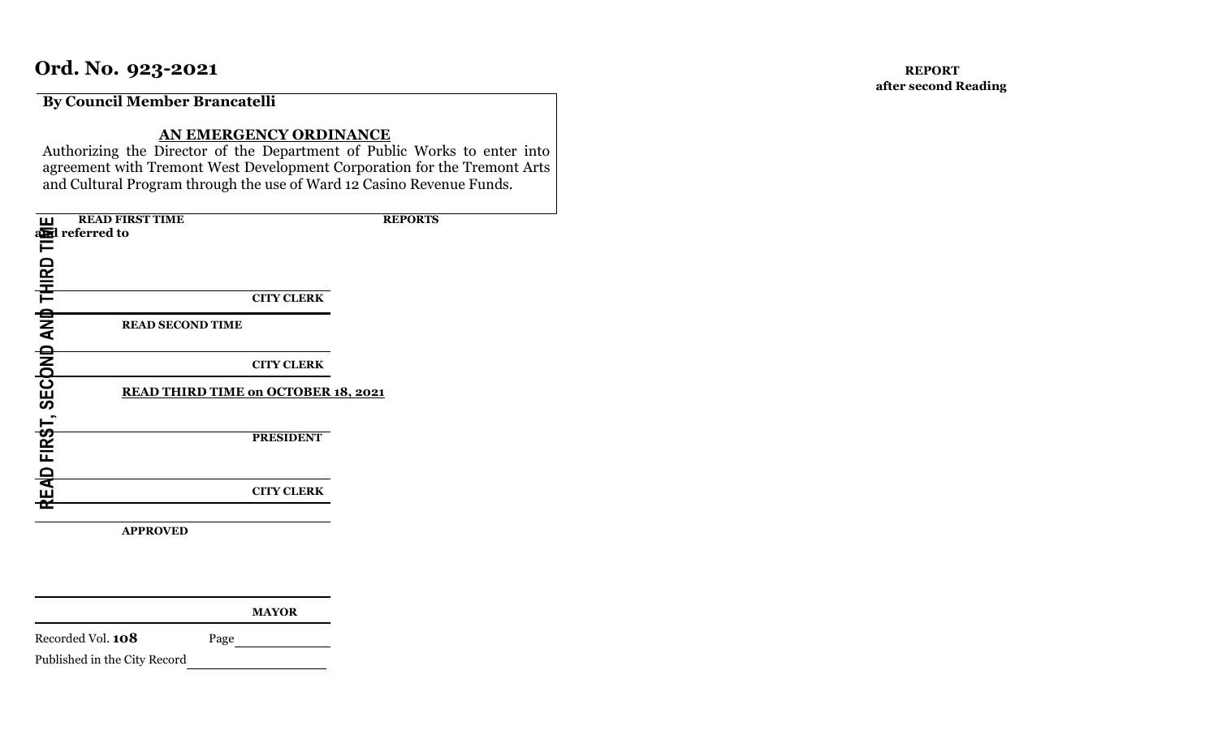# Ord. No. 923-2021

**By Council Member Brancatelli**

**AN EMERGENCY ORDINANCE**

Authorizing the Director of the Department of Public Works to enter into agreement with Tremont West Development Corporation for the Tremont Arts and Cultural Program through the use of Ward 12 Casino Revenue Funds.

**READ FIRST, SECOND AND THIRD TIME**

**READ FIRST TIME** **and referred to**

**REPORTS**

**CITY CLERK**

**READ SECOND TIME**

**CITY CLERK**

**READ THIRD TIME on OCTOBER 18, 2021**

**PRESIDENT**

**CITY CLERK**

**APPROVED**

**MAYOR**

Recorded Vol. **108** Page

Published in the City Record

**REPORT after second Reading**